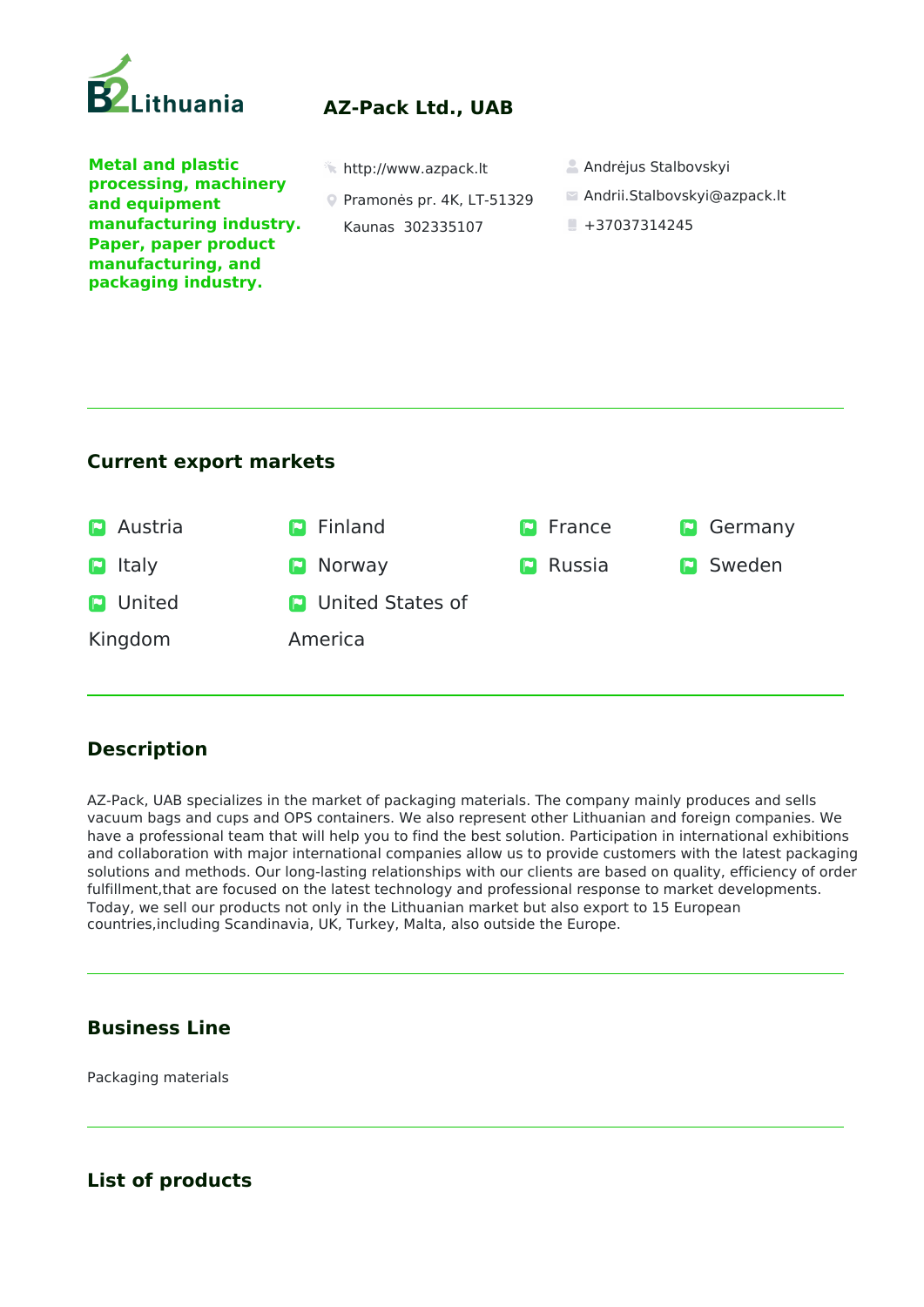B2Lithuania

# AZ-Pack Ltd., UAB

**Metal and plastic processing, machinery and equipment manufacturing industry. Paper, paper product manufacturing, and packaging industry.**

http://www.azpack.lt

Pramonės pr. 4K, LT-51329 Kaunas 302335107

Andrėjus Stalbovskyi

Andrii.Stalbovskyi@azpack.lt

+37037314245

## Current export markets

- Austria
- Finland
- France
- Germany
- Italy
- Norway
- Russia
- Sweden
- United Kingdom
- United States of America

## Description

AZ-Pack, UAB specializes in the market of packaging materials. The company mainly produces and sells vacuum bags and cups and OPS containers. We also represent other Lithuanian and foreign companies. We have a professional team that will help you to find the best solution. Participation in international exhibitions and collaboration with major international companies allow us to provide customers with the latest packaging solutions and methods. Our long-lasting relationships with our clients are based on quality, efficiency of order fulfillment,that are focused on the latest technology and professional response to market developments. Today, we sell our products not only in the Lithuanian market but also export to 15 European countries,including Scandinavia, UK, Turkey, Malta, also outside the Europe.

## Business Line

Packaging materials

## List of products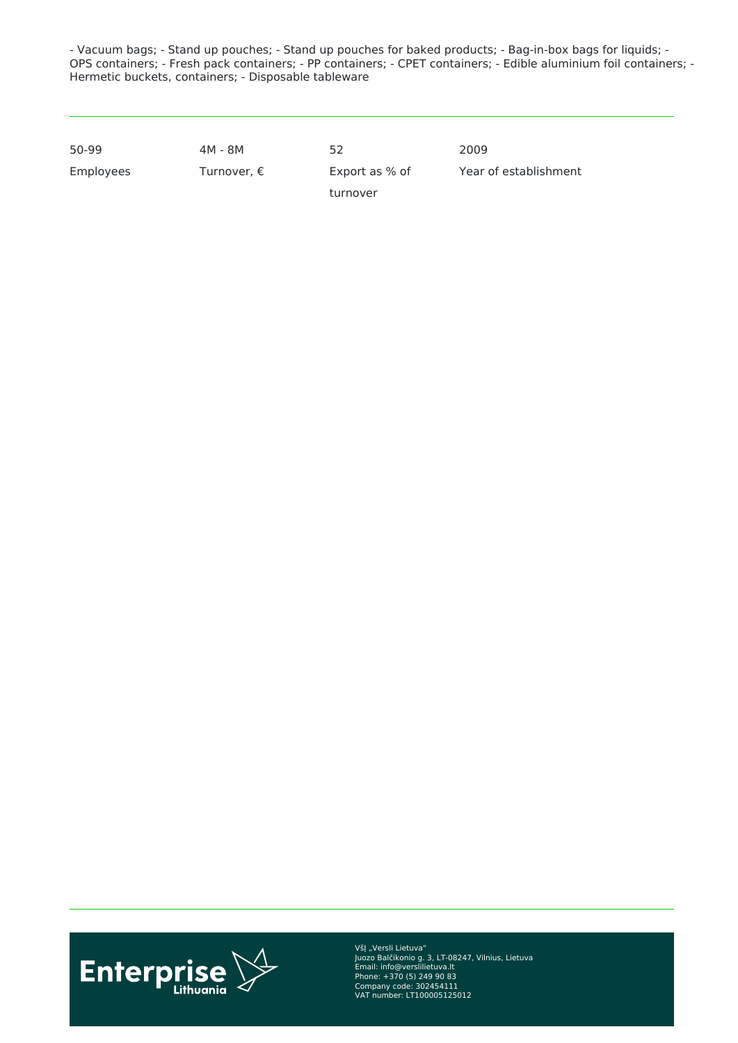- Vacuum bags; - Stand up pouches; - Stand up pouches for baked products; - Bag-in-box bags for liquids; - OPS containers; - Fresh pack containers; - PP containers; - CPET containers; - Edible aluminium foil containers; - Hermetic buckets, containers; - Disposable tableware

| | | | |
|---|---|---|---|
| 50-99 | 4M - 8M | 52 | 2009 |
| Employees | Turnover, € | Export as % of turnover | Year of establishment |

VšĮ „Versli Lietuva"
Juozo Balčikonio g. 3, LT-08247, Vilnius, Lietuva
Email: info@verslilietuva.lt
Phone: +370 (5) 249 90 83
Company code: 302454111
VAT number: LT100005125012